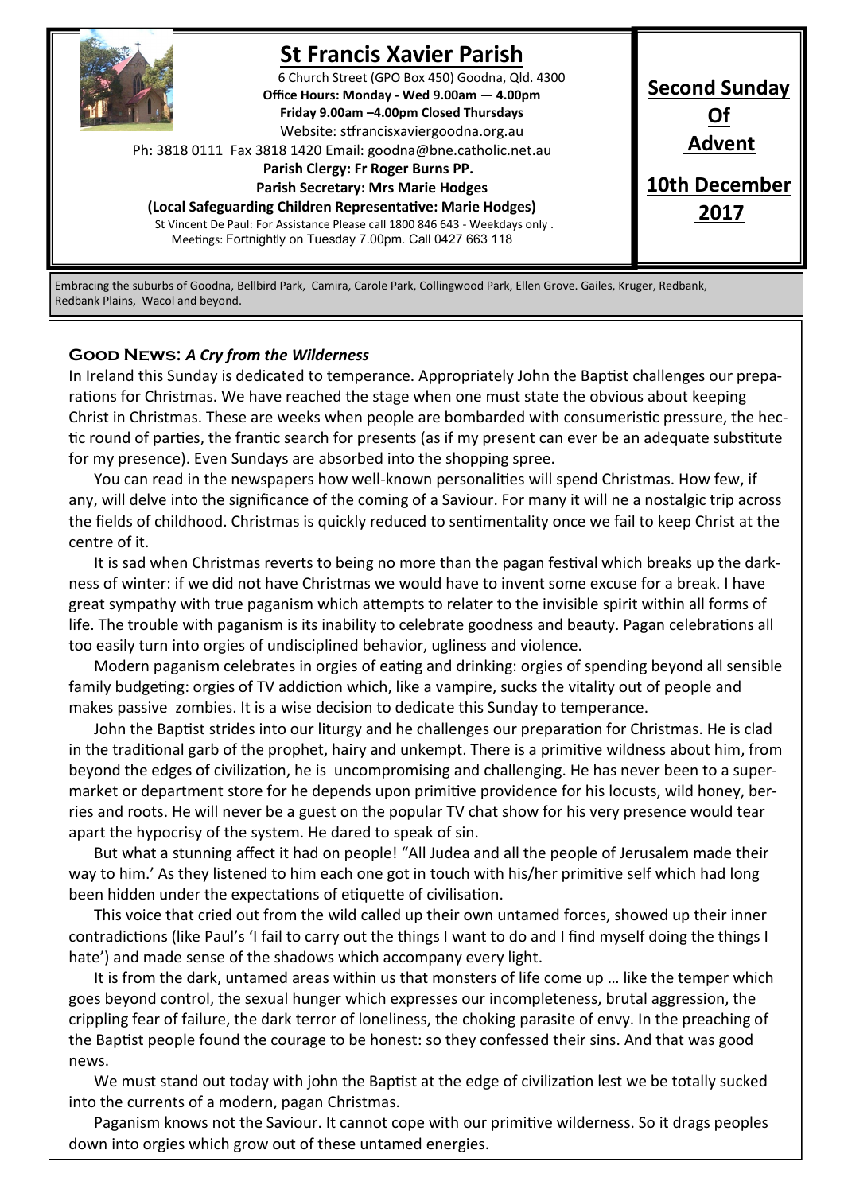# St Francis Xavier Parish

6 Church Street (GPO Box 450) Goodna, Qld. 4300

**Office Hours: Monday - Wed 9.00am — 4.00pm**

**Friday 9.00am –4.00pm Closed Thursdays**

Website: stfrancisxaviergoodna.org.au

Ph: 3818 0111 Fax 3818 1420 Email: goodna@bne.catholic.net.au

**Parish Clergy: Fr Roger Burns PP.**

**Parish Secretary: Mrs Marie Hodges**

**(Local Safeguarding Children Representative: Marie Hodges)**

St Vincent De Paul: For Assistance Please call 1800 846 643 - Weekdays only .

Meetings: Fortnightly on Tuesday 7.00pm. Call 0427 663 118

**Second Sunday Of Advent**

**10th December 2017**

Embracing the suburbs of Goodna, Bellbird Park, Camira, Carole Park, Collingwood Park, Ellen Grove. Gailes, Kruger, Redbank, Redbank Plains, Wacol and beyond.

## Good News: *A Cry from the Wilderness*

In Ireland this Sunday is dedicated to temperance. Appropriately John the Baptist challenges our preparations for Christmas. We have reached the stage when one must state the obvious about keeping Christ in Christmas. These are weeks when people are bombarded with consumeristic pressure, the hectic round of parties, the frantic search for presents (as if my present can ever be an adequate substitute for my presence). Even Sundays are absorbed into the shopping spree.

You can read in the newspapers how well-known personalities will spend Christmas. How few, if any, will delve into the significance of the coming of a Saviour. For many it will ne a nostalgic trip across the fields of childhood. Christmas is quickly reduced to sentimentality once we fail to keep Christ at the centre of it.

It is sad when Christmas reverts to being no more than the pagan festival which breaks up the darkness of winter: if we did not have Christmas we would have to invent some excuse for a break. I have great sympathy with true paganism which attempts to relater to the invisible spirit within all forms of life. The trouble with paganism is its inability to celebrate goodness and beauty. Pagan celebrations all too easily turn into orgies of undisciplined behavior, ugliness and violence.

Modern paganism celebrates in orgies of eating and drinking: orgies of spending beyond all sensible family budgeting: orgies of TV addiction which, like a vampire, sucks the vitality out of people and makes passive zombies. It is a wise decision to dedicate this Sunday to temperance.

John the Baptist strides into our liturgy and he challenges our preparation for Christmas. He is clad in the traditional garb of the prophet, hairy and unkempt. There is a primitive wildness about him, from beyond the edges of civilization, he is uncompromising and challenging. He has never been to a supermarket or department store for he depends upon primitive providence for his locusts, wild honey, berries and roots. He will never be a guest on the popular TV chat show for his very presence would tear apart the hypocrisy of the system. He dared to speak of sin.

But what a stunning affect it had on people! "All Judea and all the people of Jerusalem made their way to him.' As they listened to him each one got in touch with his/her primitive self which had long been hidden under the expectations of etiquette of civilisation.

This voice that cried out from the wild called up their own untamed forces, showed up their inner contradictions (like Paul's 'I fail to carry out the things I want to do and I find myself doing the things I hate') and made sense of the shadows which accompany every light.

It is from the dark, untamed areas within us that monsters of life come up … like the temper which goes beyond control, the sexual hunger which expresses our incompleteness, brutal aggression, the crippling fear of failure, the dark terror of loneliness, the choking parasite of envy. In the preaching of the Baptist people found the courage to be honest: so they confessed their sins. And that was good news.

We must stand out today with john the Baptist at the edge of civilization lest we be totally sucked into the currents of a modern, pagan Christmas.

Paganism knows not the Saviour. It cannot cope with our primitive wilderness. So it drags peoples down into orgies which grow out of these untamed energies.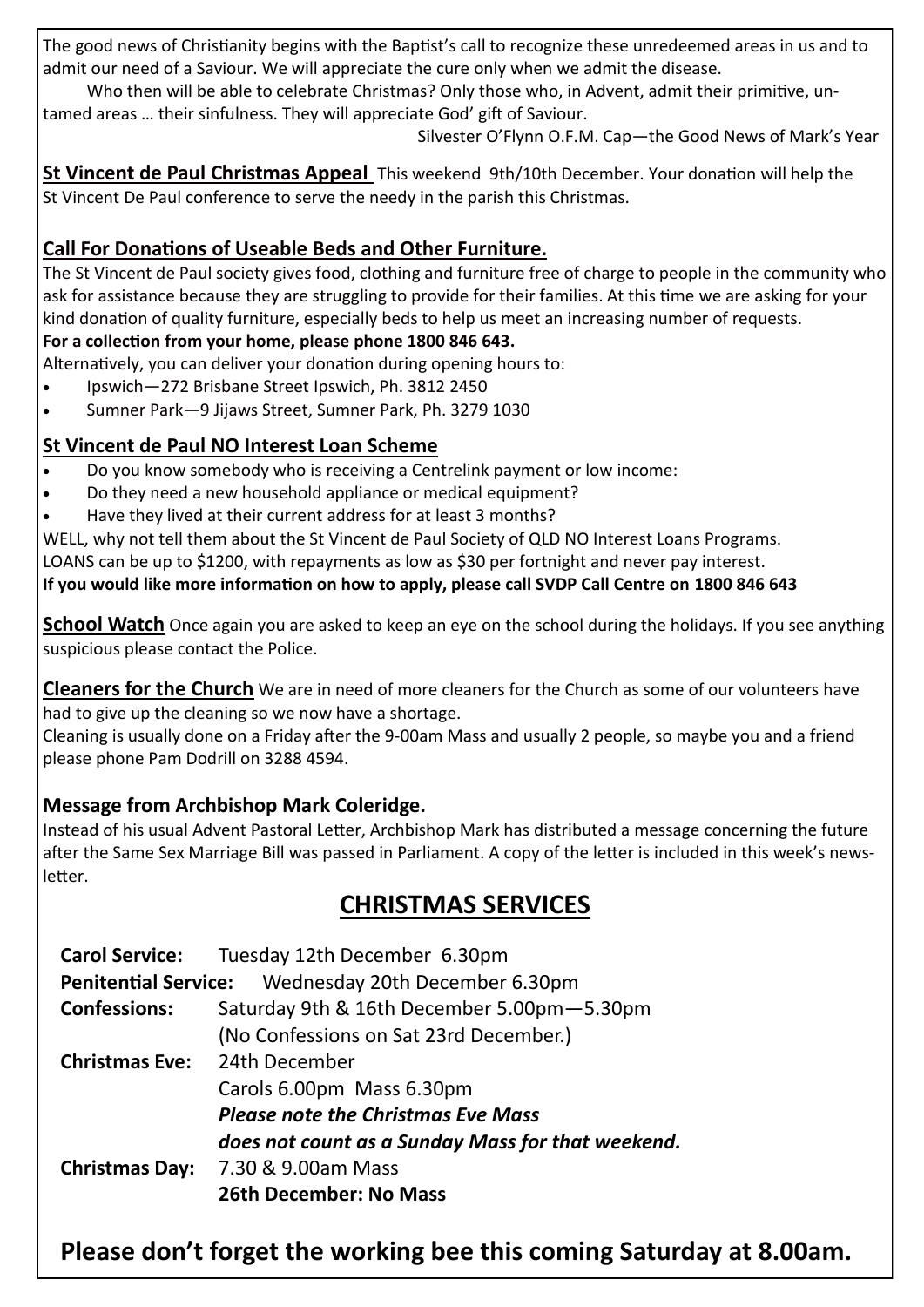The good news of Christianity begins with the Baptist's call to recognize these unredeemed areas in us and to admit our need of a Saviour. We will appreciate the cure only when we admit the disease.

Who then will be able to celebrate Christmas? Only those who, in Advent, admit their primitive, untamed areas … their sinfulness. They will appreciate God' gift of Saviour.

Silvester O'Flynn O.F.M. Cap—the Good News of Mark's Year

**St Vincent de Paul Christmas Appeal** This weekend 9th/10th December. Your donation will help the St Vincent De Paul conference to serve the needy in the parish this Christmas.

### Call For Donations of Useable Beds and Other Furniture.

The St Vincent de Paul society gives food, clothing and furniture free of charge to people in the community who ask for assistance because they are struggling to provide for their families. At this time we are asking for your kind donation of quality furniture, especially beds to help us meet an increasing number of requests.

**For a collection from your home, please phone 1800 846 643.**

Alternatively, you can deliver your donation during opening hours to:

- Ipswich—272 Brisbane Street Ipswich, Ph. 3812 2450
- Sumner Park—9 Jijaws Street, Sumner Park, Ph. 3279 1030

### St Vincent de Paul NO Interest Loan Scheme

- Do you know somebody who is receiving a Centrelink payment or low income:
- Do they need a new household appliance or medical equipment?
- Have they lived at their current address for at least 3 months?

WELL, why not tell them about the St Vincent de Paul Society of QLD NO Interest Loans Programs.

LOANS can be up to $1200, with repayments as low as $30 per fortnight and never pay interest.

**If you would like more information on how to apply, please call SVDP Call Centre on 1800 846 643**

**School Watch** Once again you are asked to keep an eye on the school during the holidays. If you see anything suspicious please contact the Police.

**Cleaners for the Church** We are in need of more cleaners for the Church as some of our volunteers have had to give up the cleaning so we now have a shortage.

Cleaning is usually done on a Friday after the 9-00am Mass and usually 2 people, so maybe you and a friend please phone Pam Dodrill on 3288 4594.

### Message from Archbishop Mark Coleridge.

Instead of his usual Advent Pastoral Letter, Archbishop Mark has distributed a message concerning the future after the Same Sex Marriage Bill was passed in Parliament. A copy of the letter is included in this week's newsletter.

## CHRISTMAS SERVICES

**Carol Service:** Tuesday 12th December 6.30pm

**Penitential Service:** Wednesday 20th December 6.30pm

**Confessions:** Saturday 9th & 16th December 5.00pm—5.30pm
(No Confessions on Sat 23rd December.)

**Christmas Eve:** 24th December
Carols 6.00pm Mass 6.30pm
***Please note the Christmas Eve Mass does not count as a Sunday Mass for that weekend.***

**Christmas Day:** 7.30 & 9.00am Mass
**26th December: No Mass**

## Please don't forget the working bee this coming Saturday at 8.00am.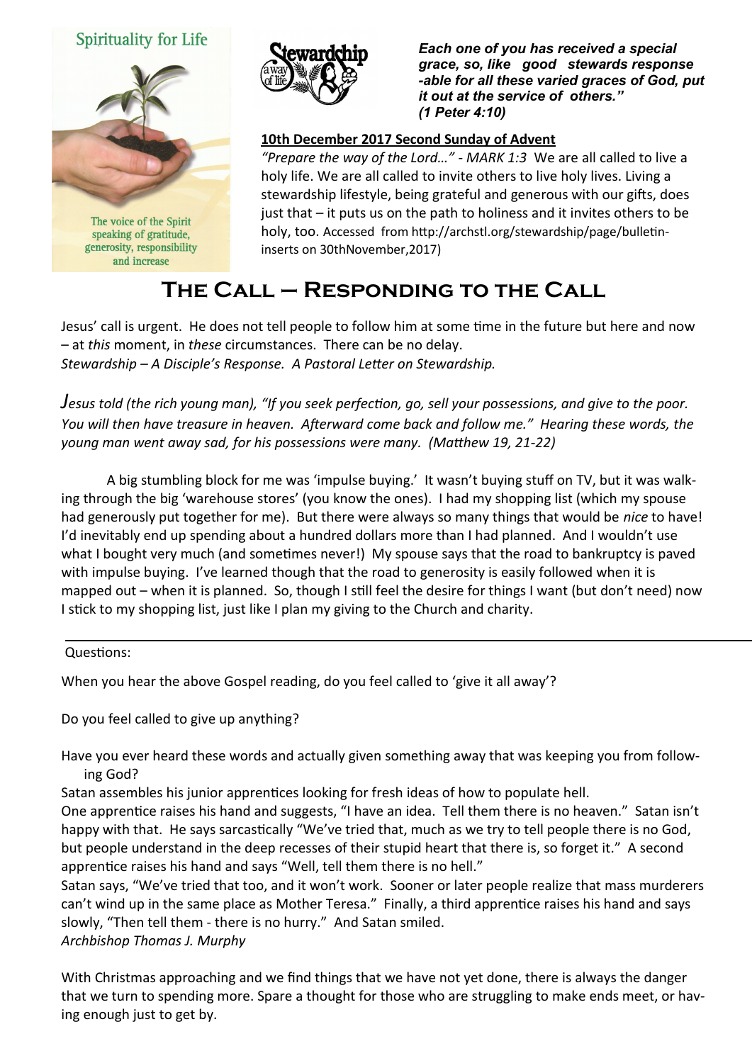Spirituality for Life

The voice of the Spirit speaking of gratitude, generosity, responsibility and increase

Stewardship a way of life

***Each one of you has received a special grace, so, like good stewards response -able for all these varied graces of God, put it out at the service of others." (1 Peter 4:10)***

**10th December 2017 Second Sunday of Advent**

*"Prepare the way of the Lord…" - MARK 1:3* We are all called to live a holy life. We are all called to invite others to live holy lives. Living a stewardship lifestyle, being grateful and generous with our gifts, does just that – it puts us on the path to holiness and it invites others to be holy, too. Accessed from http://archstl.org/stewardship/page/bulletin-inserts on 30thNovember,2017)

# The Call – Responding to the Call

Jesus' call is urgent. He does not tell people to follow him at some time in the future but here and now – at *this* moment, in *these* circumstances. There can be no delay.
*Stewardship – A Disciple's Response. A Pastoral Letter on Stewardship.*

*Jesus told (the rich young man), "If you seek perfection, go, sell your possessions, and give to the poor. You will then have treasure in heaven. Afterward come back and follow me." Hearing these words, the young man went away sad, for his possessions were many. (Matthew 19, 21-22)*

A big stumbling block for me was 'impulse buying.' It wasn't buying stuff on TV, but it was walking through the big 'warehouse stores' (you know the ones). I had my shopping list (which my spouse had generously put together for me). But there were always so many things that would be *nice* to have! I'd inevitably end up spending about a hundred dollars more than I had planned. And I wouldn't use what I bought very much (and sometimes never!) My spouse says that the road to bankruptcy is paved with impulse buying. I've learned though that the road to generosity is easily followed when it is mapped out – when it is planned. So, though I still feel the desire for things I want (but don't need) now I stick to my shopping list, just like I plan my giving to the Church and charity.

---

Questions:

When you hear the above Gospel reading, do you feel called to 'give it all away'?

Do you feel called to give up anything?

Have you ever heard these words and actually given something away that was keeping you from following God?

Satan assembles his junior apprentices looking for fresh ideas of how to populate hell.
One apprentice raises his hand and suggests, "I have an idea. Tell them there is no heaven." Satan isn't happy with that. He says sarcastically "We've tried that, much as we try to tell people there is no God, but people understand in the deep recesses of their stupid heart that there is, so forget it." A second apprentice raises his hand and says "Well, tell them there is no hell."
Satan says, "We've tried that too, and it won't work. Sooner or later people realize that mass murderers can't wind up in the same place as Mother Teresa." Finally, a third apprentice raises his hand and says slowly, "Then tell them - there is no hurry." And Satan smiled.
*Archbishop Thomas J. Murphy*

With Christmas approaching and we find things that we have not yet done, there is always the danger that we turn to spending more. Spare a thought for those who are struggling to make ends meet, or having enough just to get by.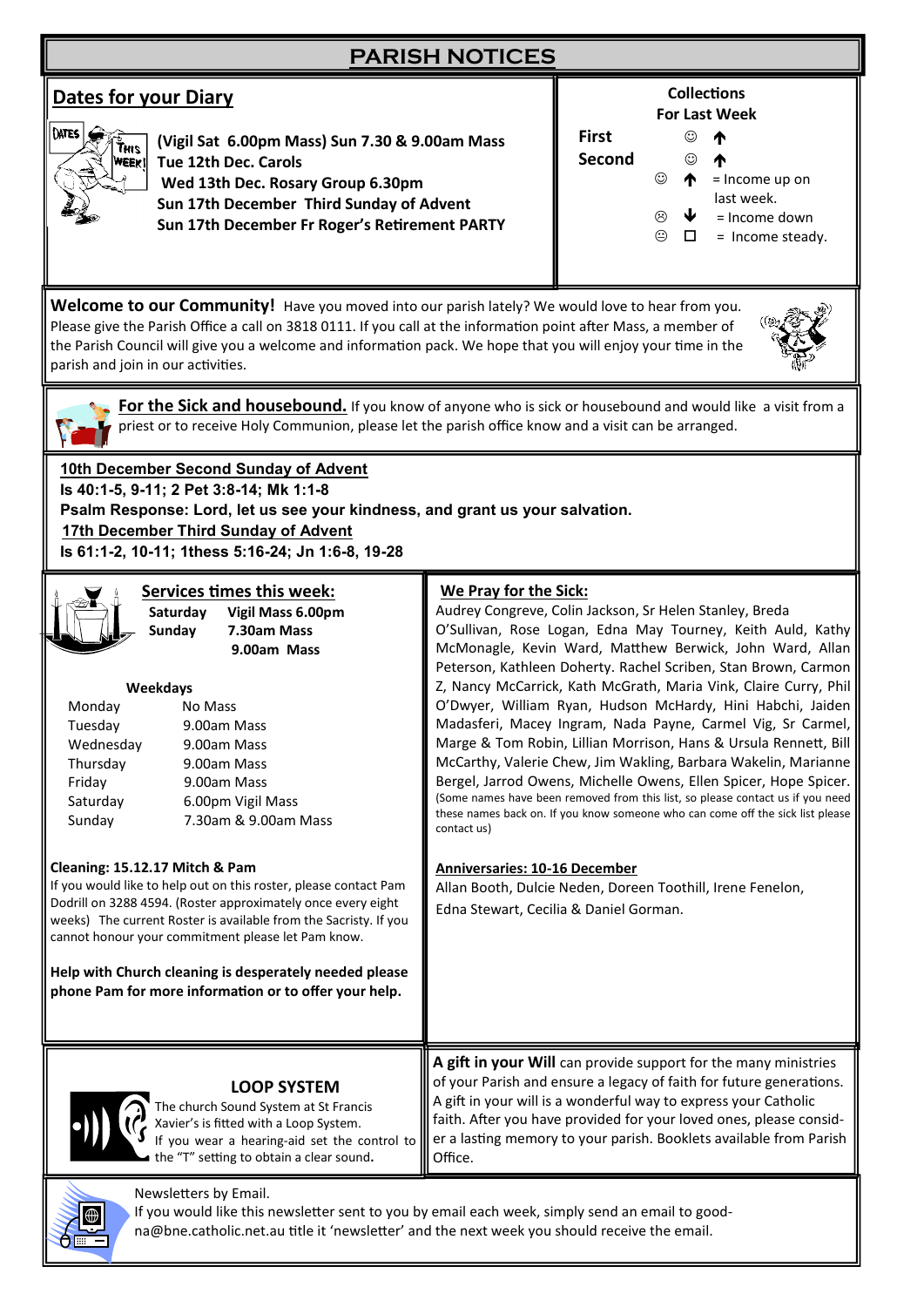# PARISH NOTICES

## Dates for your Diary

**(Vigil Sat 6.00pm Mass) Sun 7.30 & 9.00am Mass**
**Tue 12th Dec. Carols**
**Wed 13th Dec. Rosary Group 6.30pm**
**Sun 17th December Third Sunday of Advent**
**Sun 17th December Fr Roger's Retirement PARTY**

## Collections For Last Week

| | |
|---|---|
| **First** | ☺ ↑ |
| **Second** | ☺ ↑ |

☺ ↑ = Income up on last week.
☹ ↓ = Income down
😐 ☐ = Income steady.

**Welcome to our Community!** Have you moved into our parish lately? We would love to hear from you. Please give the Parish Office a call on 3818 0111. If you call at the information point after Mass, a member of the Parish Council will give you a welcome and information pack. We hope that you will enjoy your time in the parish and join in our activities.

**For the Sick and housebound.** If you know of anyone who is sick or housebound and would like a visit from a priest or to receive Holy Communion, please let the parish office know and a visit can be arranged.

**10th December Second Sunday of Advent**
**Is 40:1-5, 9-11; 2 Pet 3:8-14; Mk 1:1-8**
**Psalm Response: Lord, let us see your kindness, and grant us your salvation.**
**17th December Third Sunday of Advent**
**Is 61:1-2, 10-11; 1thess 5:16-24; Jn 1:6-8, 19-28**

## Services times this week:

| | |
|---|---|
| **Saturday** | **Vigil Mass 6.00pm** |
| **Sunday** | **7.30am Mass** |
| | **9.00am Mass** |

**Weekdays**

| | |
|---|---|
| Monday | No Mass |
| Tuesday | 9.00am Mass |
| Wednesday | 9.00am Mass |
| Thursday | 9.00am Mass |
| Friday | 9.00am Mass |
| Saturday | 6.00pm Vigil Mass |
| Sunday | 7.30am & 9.00am Mass |

**Cleaning: 15.12.17 Mitch & Pam**
If you would like to help out on this roster, please contact Pam Dodrill on 3288 4594. (Roster approximately once every eight weeks) The current Roster is available from the Sacristy. If you cannot honour your commitment please let Pam know.

**Help with Church cleaning is desperately needed please phone Pam for more information or to offer your help.**

## We Pray for the Sick:

Audrey Congreve, Colin Jackson, Sr Helen Stanley, Breda O'Sullivan, Rose Logan, Edna May Tourney, Keith Auld, Kathy McMonagle, Kevin Ward, Matthew Berwick, John Ward, Allan Peterson, Kathleen Doherty. Rachel Scriben, Stan Brown, Carmon Z, Nancy McCarrick, Kath McGrath, Maria Vink, Claire Curry, Phil O'Dwyer, William Ryan, Hudson McHardy, Hini Habchi, Jaiden Madasferi, Macey Ingram, Nada Payne, Carmel Vig, Sr Carmel, Marge & Tom Robin, Lillian Morrison, Hans & Ursula Rennett, Bill McCarthy, Valerie Chew, Jim Wakling, Barbara Wakelin, Marianne Bergel, Jarrod Owens, Michelle Owens, Ellen Spicer, Hope Spicer.
(Some names have been removed from this list, so please contact us if you need these names back on. If you know someone who can come off the sick list please contact us)

**Anniversaries: 10-16 December**
Allan Booth, Dulcie Neden, Doreen Toothill, Irene Fenelon, Edna Stewart, Cecilia & Daniel Gorman.

## LOOP SYSTEM

The church Sound System at St Francis Xavier's is fitted with a Loop System.
If you wear a hearing-aid set the control to the "T" setting to obtain a clear sound.

**A gift in your Will** can provide support for the many ministries of your Parish and ensure a legacy of faith for future generations. A gift in your will is a wonderful way to express your Catholic faith. After you have provided for your loved ones, please consider a lasting memory to your parish. Booklets available from Parish Office.

Newsletters by Email.
If you would like this newsletter sent to you by email each week, simply send an email to goodna@bne.catholic.net.au title it 'newsletter' and the next week you should receive the email.